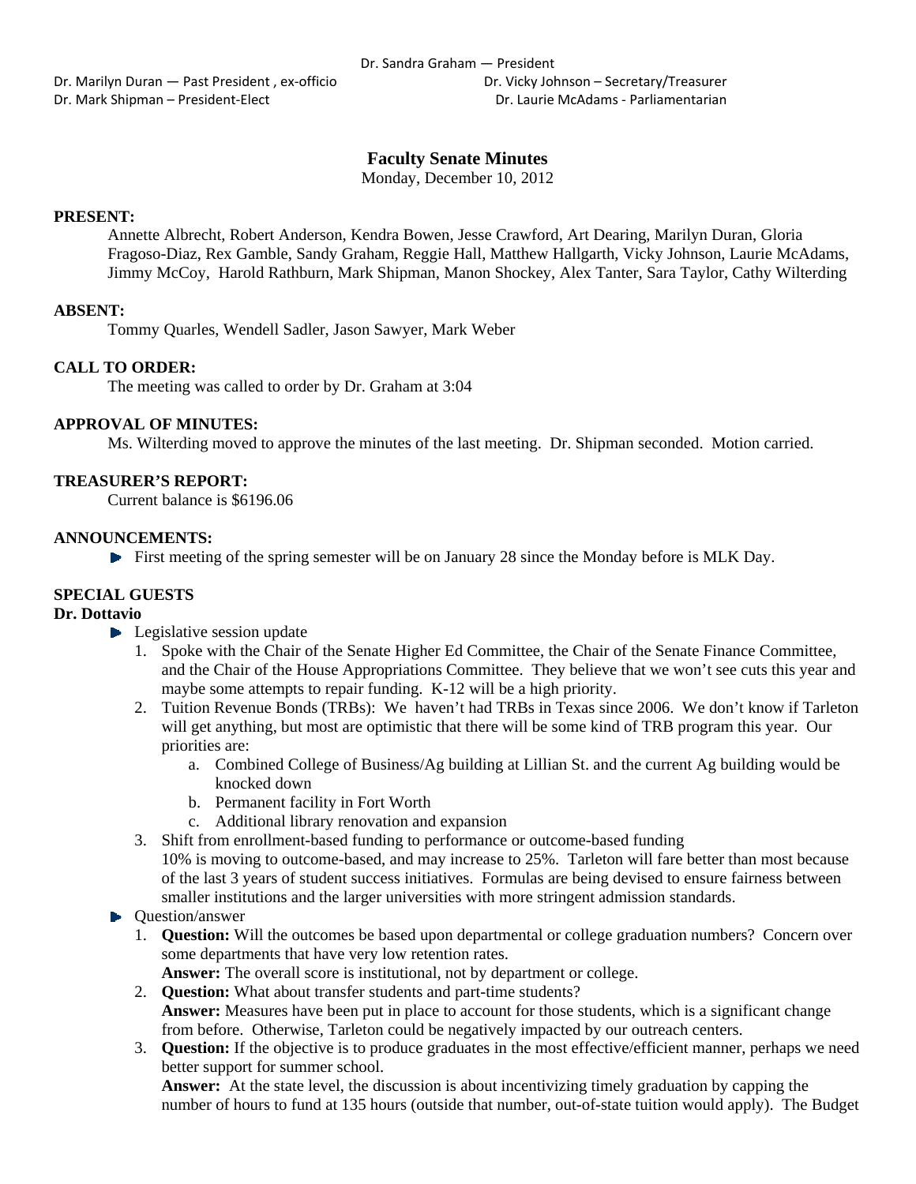Dr. Sandra Graham — President

Dr. Marilyn Duran — Past President , ex-officio

Dr. Vicky Johnson – Secretary/Treasurer

Dr. Mark Shipman – President-Elect

Dr. Laurie McAdams - Parliamentarian

# Faculty Senate Minutes

Monday, December 10, 2012

**PRESENT:**

Annette Albrecht, Robert Anderson, Kendra Bowen, Jesse Crawford, Art Dearing, Marilyn Duran, Gloria Fragoso-Diaz, Rex Gamble, Sandy Graham, Reggie Hall, Matthew Hallgarth, Vicky Johnson, Laurie McAdams, Jimmy McCoy, Harold Rathburn, Mark Shipman, Manon Shockey, Alex Tanter, Sara Taylor, Cathy Wilterding

**ABSENT:**

Tommy Quarles, Wendell Sadler, Jason Sawyer, Mark Weber

**CALL TO ORDER:**

The meeting was called to order by Dr. Graham at 3:04

**APPROVAL OF MINUTES:**

Ms. Wilterding moved to approve the minutes of the last meeting. Dr. Shipman seconded. Motion carried.

**TREASURER'S REPORT:**

Current balance is $6196.06

**ANNOUNCEMENTS:**

- First meeting of the spring semester will be on January 28 since the Monday before is MLK Day.

**SPECIAL GUESTS**

**Dr. Dottavio**

- Legislative session update
  1. Spoke with the Chair of the Senate Higher Ed Committee, the Chair of the Senate Finance Committee, and the Chair of the House Appropriations Committee. They believe that we won't see cuts this year and maybe some attempts to repair funding. K-12 will be a high priority.
  2. Tuition Revenue Bonds (TRBs): We haven't had TRBs in Texas since 2006. We don't know if Tarleton will get anything, but most are optimistic that there will be some kind of TRB program this year. Our priorities are:
     a. Combined College of Business/Ag building at Lillian St. and the current Ag building would be knocked down
     b. Permanent facility in Fort Worth
     c. Additional library renovation and expansion
  3. Shift from enrollment-based funding to performance or outcome-based funding
     10% is moving to outcome-based, and may increase to 25%. Tarleton will fare better than most because of the last 3 years of student success initiatives. Formulas are being devised to ensure fairness between smaller institutions and the larger universities with more stringent admission standards.
- Question/answer
  1. **Question:** Will the outcomes be based upon departmental or college graduation numbers? Concern over some departments that have very low retention rates.
     **Answer:** The overall score is institutional, not by department or college.
  2. **Question:** What about transfer students and part-time students?
     **Answer:** Measures have been put in place to account for those students, which is a significant change from before. Otherwise, Tarleton could be negatively impacted by our outreach centers.
  3. **Question:** If the objective is to produce graduates in the most effective/efficient manner, perhaps we need better support for summer school.
     **Answer:** At the state level, the discussion is about incentivizing timely graduation by capping the number of hours to fund at 135 hours (outside that number, out-of-state tuition would apply). The Budget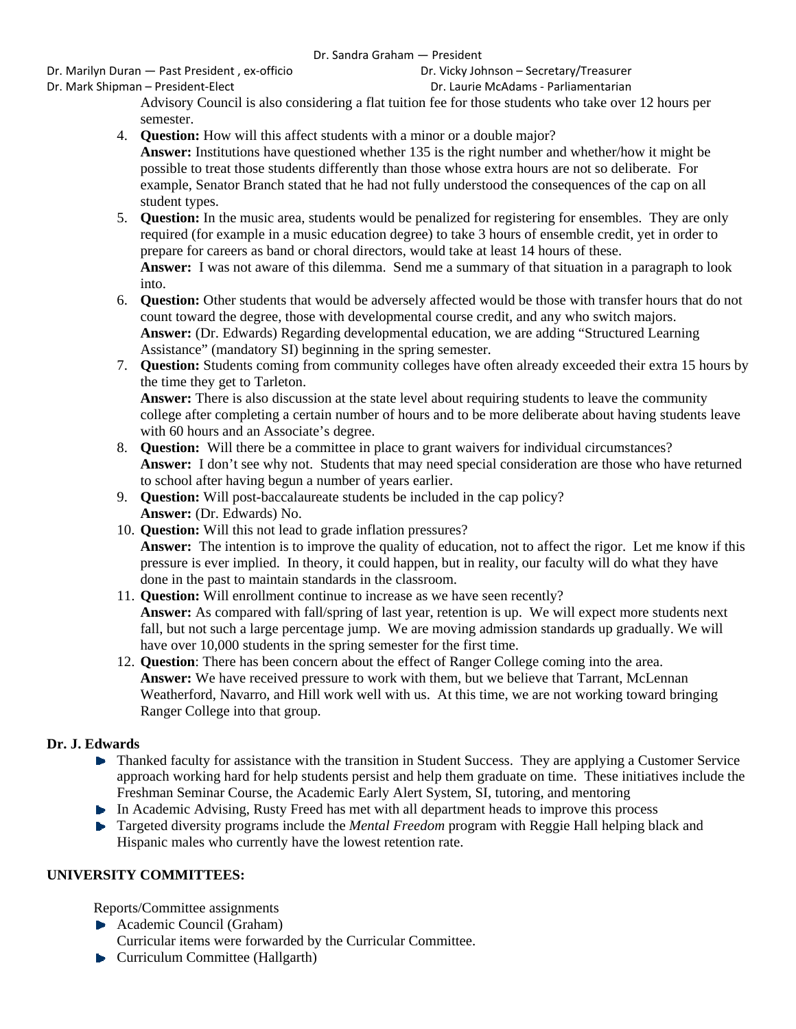Advisory Council is also considering a flat tuition fee for those students who take over 12 hours per semester.

4. **Question:** How will this affect students with a minor or a double major?
   **Answer:** Institutions have questioned whether 135 is the right number and whether/how it might be possible to treat those students differently than those whose extra hours are not so deliberate. For example, Senator Branch stated that he had not fully understood the consequences of the cap on all student types.
5. **Question:** In the music area, students would be penalized for registering for ensembles. They are only required (for example in a music education degree) to take 3 hours of ensemble credit, yet in order to prepare for careers as band or choral directors, would take at least 14 hours of these.
   **Answer:** I was not aware of this dilemma. Send me a summary of that situation in a paragraph to look into.
6. **Question:** Other students that would be adversely affected would be those with transfer hours that do not count toward the degree, those with developmental course credit, and any who switch majors.
   **Answer:** (Dr. Edwards) Regarding developmental education, we are adding "Structured Learning Assistance" (mandatory SI) beginning in the spring semester.
7. **Question:** Students coming from community colleges have often already exceeded their extra 15 hours by the time they get to Tarleton.
   **Answer:** There is also discussion at the state level about requiring students to leave the community college after completing a certain number of hours and to be more deliberate about having students leave with 60 hours and an Associate's degree.
8. **Question:** Will there be a committee in place to grant waivers for individual circumstances?
   **Answer:** I don't see why not. Students that may need special consideration are those who have returned to school after having begun a number of years earlier.
9. **Question:** Will post-baccalaureate students be included in the cap policy?
   **Answer:** (Dr. Edwards) No.
10. **Question:** Will this not lead to grade inflation pressures?
    **Answer:** The intention is to improve the quality of education, not to affect the rigor. Let me know if this pressure is ever implied. In theory, it could happen, but in reality, our faculty will do what they have done in the past to maintain standards in the classroom.
11. **Question:** Will enrollment continue to increase as we have seen recently?
    **Answer:** As compared with fall/spring of last year, retention is up. We will expect more students next fall, but not such a large percentage jump. We are moving admission standards up gradually. We will have over 10,000 students in the spring semester for the first time.
12. **Question**: There has been concern about the effect of Ranger College coming into the area.
    **Answer:** We have received pressure to work with them, but we believe that Tarrant, McLennan Weatherford, Navarro, and Hill work well with us. At this time, we are not working toward bringing Ranger College into that group.

**Dr. J. Edwards**

- Thanked faculty for assistance with the transition in Student Success. They are applying a Customer Service approach working hard for help students persist and help them graduate on time. These initiatives include the Freshman Seminar Course, the Academic Early Alert System, SI, tutoring, and mentoring
- In Academic Advising, Rusty Freed has met with all department heads to improve this process
- Targeted diversity programs include the *Mental Freedom* program with Reggie Hall helping black and Hispanic males who currently have the lowest retention rate.

**UNIVERSITY COMMITTEES:**

Reports/Committee assignments

- Academic Council (Graham)
  Curricular items were forwarded by the Curricular Committee.
- Curriculum Committee (Hallgarth)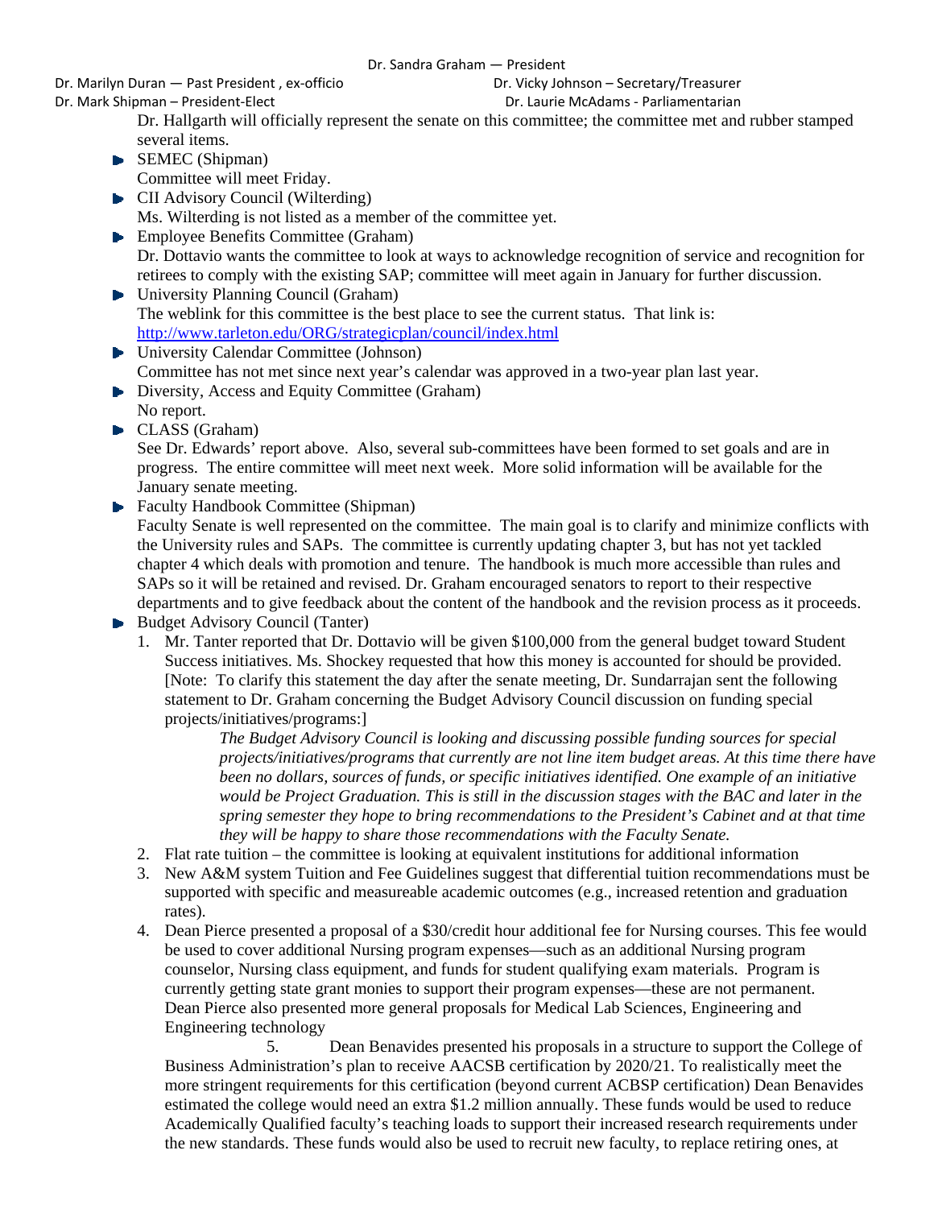Dr. Hallgarth will officially represent the senate on this committee; the committee met and rubber stamped several items.

- SEMEC (Shipman)
  Committee will meet Friday.
- CII Advisory Council (Wilterding)
  Ms. Wilterding is not listed as a member of the committee yet.
- Employee Benefits Committee (Graham)
  Dr. Dottavio wants the committee to look at ways to acknowledge recognition of service and recognition for retirees to comply with the existing SAP; committee will meet again in January for further discussion.
- University Planning Council (Graham)
  The weblink for this committee is the best place to see the current status. That link is: [http://www.tarleton.edu/ORG/strategicplan/council/index.html](http://www.tarleton.edu/ORG/strategicplan/council/index.html)
- University Calendar Committee (Johnson)
  Committee has not met since next year's calendar was approved in a two-year plan last year.
- Diversity, Access and Equity Committee (Graham)
  No report.
- CLASS (Graham)
  See Dr. Edwards' report above. Also, several sub-committees have been formed to set goals and are in progress. The entire committee will meet next week. More solid information will be available for the January senate meeting.
- Faculty Handbook Committee (Shipman)
  Faculty Senate is well represented on the committee. The main goal is to clarify and minimize conflicts with the University rules and SAPs. The committee is currently updating chapter 3, but has not yet tackled chapter 4 which deals with promotion and tenure. The handbook is much more accessible than rules and SAPs so it will be retained and revised. Dr. Graham encouraged senators to report to their respective departments and to give feedback about the content of the handbook and the revision process as it proceeds.
- Budget Advisory Council (Tanter)
  1. Mr. Tanter reported that Dr. Dottavio will be given $100,000 from the general budget toward Student Success initiatives. Ms. Shockey requested that how this money is accounted for should be provided. [Note: To clarify this statement the day after the senate meeting, Dr. Sundarrajan sent the following statement to Dr. Graham concerning the Budget Advisory Council discussion on funding special projects/initiatives/programs:]

     *The Budget Advisory Council is looking and discussing possible funding sources for special projects/initiatives/programs that currently are not line item budget areas. At this time there have been no dollars, sources of funds, or specific initiatives identified. One example of an initiative would be Project Graduation. This is still in the discussion stages with the BAC and later in the spring semester they hope to bring recommendations to the President's Cabinet and at that time they will be happy to share those recommendations with the Faculty Senate.*
  2. Flat rate tuition – the committee is looking at equivalent institutions for additional information
  3. New A&M system Tuition and Fee Guidelines suggest that differential tuition recommendations must be supported with specific and measureable academic outcomes (e.g., increased retention and graduation rates).
  4. Dean Pierce presented a proposal of a $30/credit hour additional fee for Nursing courses. This fee would be used to cover additional Nursing program expenses—such as an additional Nursing program counselor, Nursing class equipment, and funds for student qualifying exam materials. Program is currently getting state grant monies to support their program expenses—these are not permanent. Dean Pierce also presented more general proposals for Medical Lab Sciences, Engineering and Engineering technology
  5. Dean Benavides presented his proposals in a structure to support the College of Business Administration's plan to receive AACSB certification by 2020/21. To realistically meet the more stringent requirements for this certification (beyond current ACBSP certification) Dean Benavides estimated the college would need an extra $1.2 million annually. These funds would be used to reduce Academically Qualified faculty's teaching loads to support their increased research requirements under the new standards. These funds would also be used to recruit new faculty, to replace retiring ones, at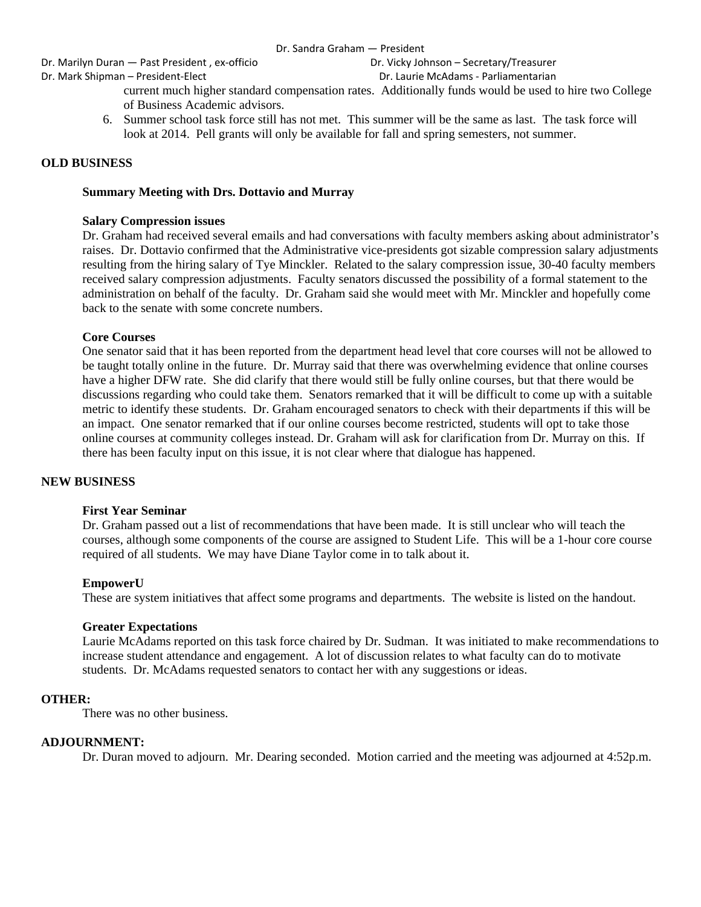current much higher standard compensation rates. Additionally funds would be used to hire two College of Business Academic advisors.

6. Summer school task force still has not met. This summer will be the same as last. The task force will look at 2014. Pell grants will only be available for fall and spring semesters, not summer.

## OLD BUSINESS

### Summary Meeting with Drs. Dottavio and Murray

**Salary Compression issues**

Dr. Graham had received several emails and had conversations with faculty members asking about administrator's raises. Dr. Dottavio confirmed that the Administrative vice-presidents got sizable compression salary adjustments resulting from the hiring salary of Tye Minckler. Related to the salary compression issue, 30-40 faculty members received salary compression adjustments. Faculty senators discussed the possibility of a formal statement to the administration on behalf of the faculty. Dr. Graham said she would meet with Mr. Minckler and hopefully come back to the senate with some concrete numbers.

**Core Courses**

One senator said that it has been reported from the department head level that core courses will not be allowed to be taught totally online in the future. Dr. Murray said that there was overwhelming evidence that online courses have a higher DFW rate. She did clarify that there would still be fully online courses, but that there would be discussions regarding who could take them. Senators remarked that it will be difficult to come up with a suitable metric to identify these students. Dr. Graham encouraged senators to check with their departments if this will be an impact. One senator remarked that if our online courses become restricted, students will opt to take those online courses at community colleges instead. Dr. Graham will ask for clarification from Dr. Murray on this. If there has been faculty input on this issue, it is not clear where that dialogue has happened.

## NEW BUSINESS

**First Year Seminar**

Dr. Graham passed out a list of recommendations that have been made. It is still unclear who will teach the courses, although some components of the course are assigned to Student Life. This will be a 1-hour core course required of all students. We may have Diane Taylor come in to talk about it.

**EmpowerU**

These are system initiatives that affect some programs and departments. The website is listed on the handout.

**Greater Expectations**

Laurie McAdams reported on this task force chaired by Dr. Sudman. It was initiated to make recommendations to increase student attendance and engagement. A lot of discussion relates to what faculty can do to motivate students. Dr. McAdams requested senators to contact her with any suggestions or ideas.

## OTHER:

There was no other business.

## ADJOURNMENT:

Dr. Duran moved to adjourn. Mr. Dearing seconded. Motion carried and the meeting was adjourned at 4:52p.m.